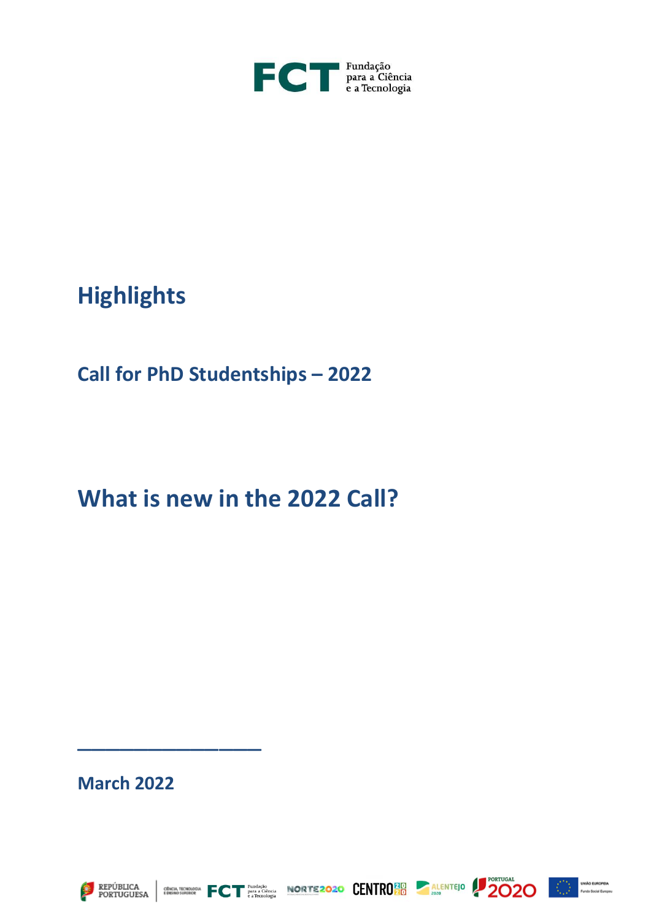# Highlights

## Call for PhD Studentships – 2022

# What is new in the 2022 Call?

March 2022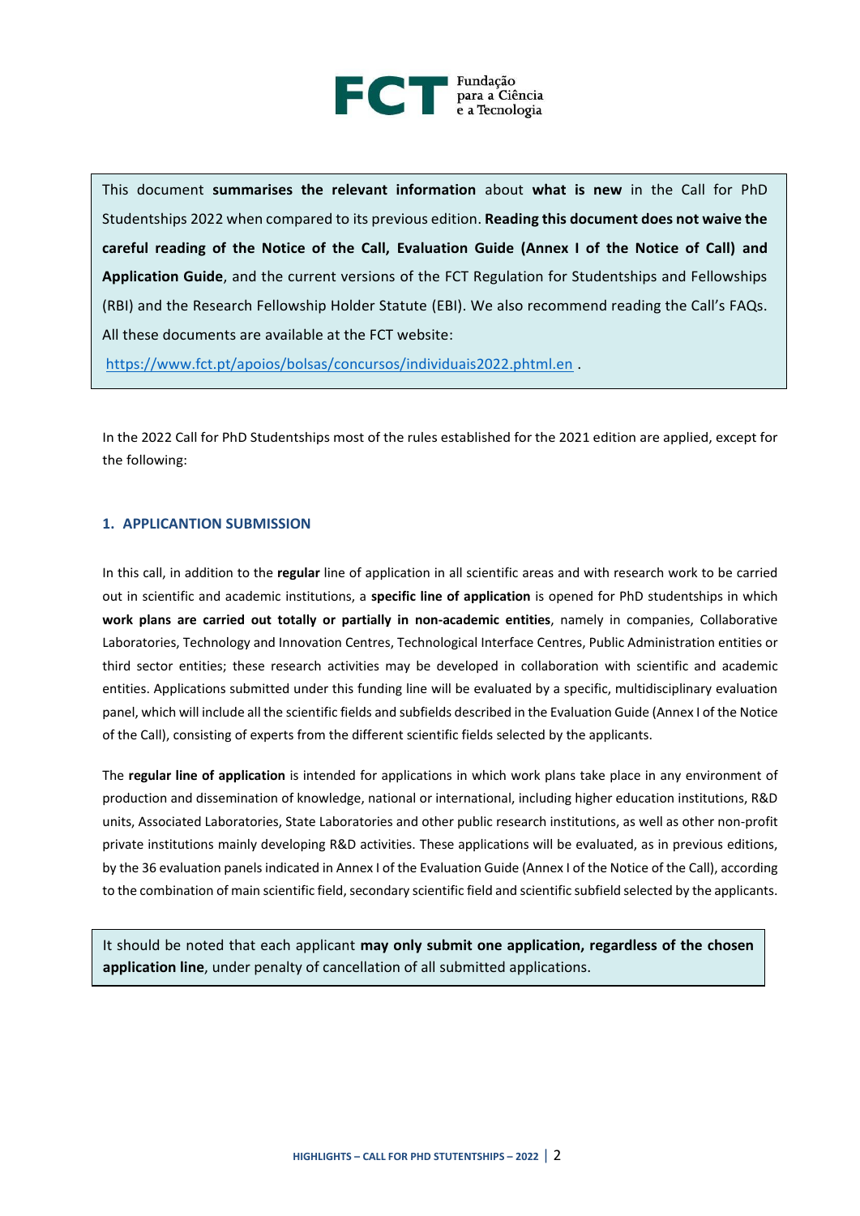This document **summarises the relevant information** about **what is new** in the Call for PhD Studentships 2022 when compared to its previous edition. **Reading this document does not waive the careful reading of the Notice of the Call, Evaluation Guide (Annex I of the Notice of Call) and Application Guide**, and the current versions of the FCT Regulation for Studentships and Fellowships (RBI) and the Research Fellowship Holder Statute (EBI). We also recommend reading the Call's FAQs. All these documents are available at the FCT website:

https://www.fct.pt/apoios/bolsas/concursos/individuais2022.phtml.en .

In the 2022 Call for PhD Studentships most of the rules established for the 2021 edition are applied, except for the following:

## 1. APPLICANTION SUBMISSION

In this call, in addition to the **regular** line of application in all scientific areas and with research work to be carried out in scientific and academic institutions, a **specific line of application** is opened for PhD studentships in which **work plans are carried out totally or partially in non-academic entities**, namely in companies, Collaborative Laboratories, Technology and Innovation Centres, Technological Interface Centres, Public Administration entities or third sector entities; these research activities may be developed in collaboration with scientific and academic entities. Applications submitted under this funding line will be evaluated by a specific, multidisciplinary evaluation panel, which will include all the scientific fields and subfields described in the Evaluation Guide (Annex I of the Notice of the Call), consisting of experts from the different scientific fields selected by the applicants.

The **regular line of application** is intended for applications in which work plans take place in any environment of production and dissemination of knowledge, national or international, including higher education institutions, R&D units, Associated Laboratories, State Laboratories and other public research institutions, as well as other non-profit private institutions mainly developing R&D activities. These applications will be evaluated, as in previous editions, by the 36 evaluation panels indicated in Annex I of the Evaluation Guide (Annex I of the Notice of the Call), according to the combination of main scientific field, secondary scientific field and scientific subfield selected by the applicants.

It should be noted that each applicant **may only submit one application, regardless of the chosen application line**, under penalty of cancellation of all submitted applications.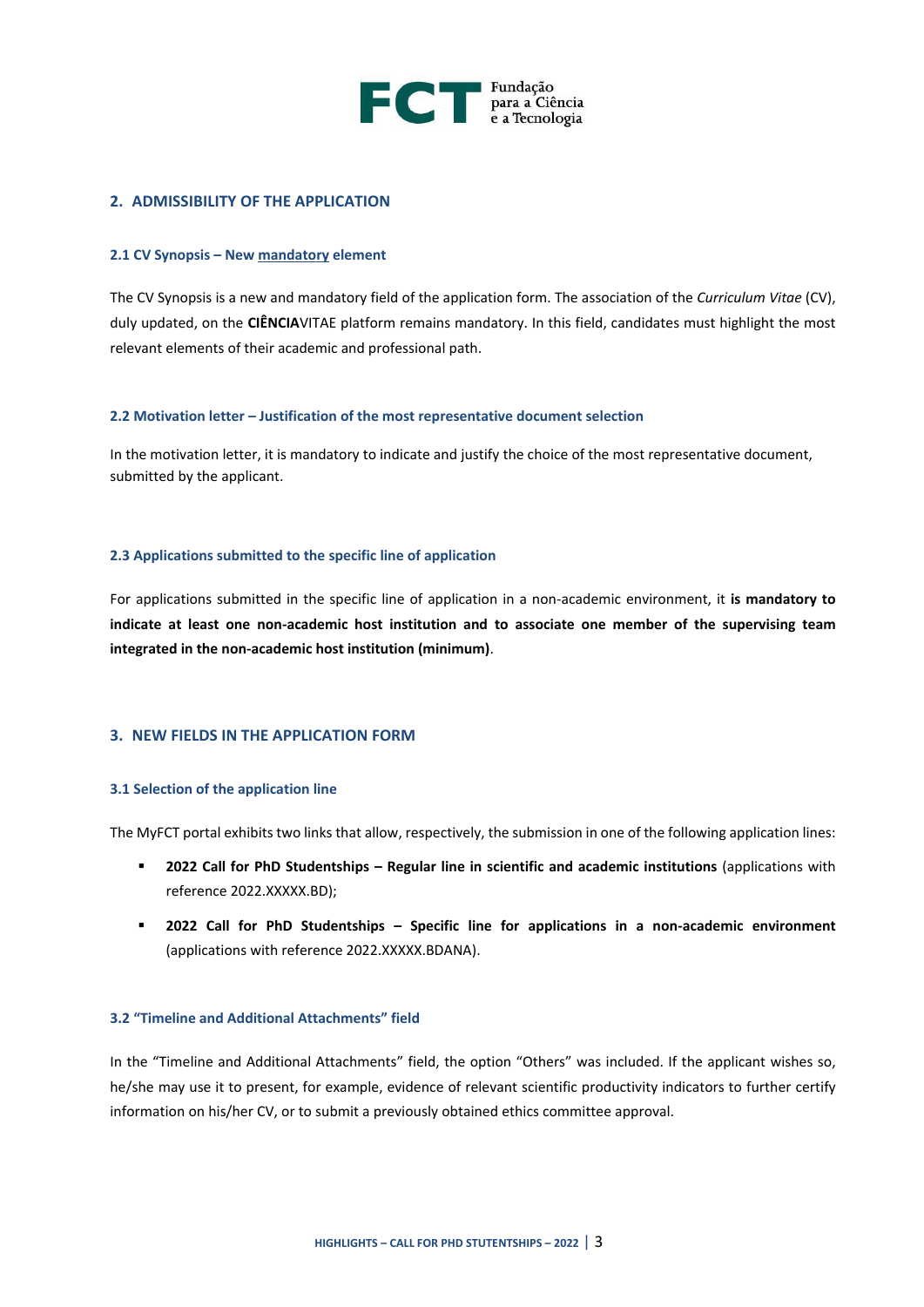## 2. ADMISSIBILITY OF THE APPLICATION

### 2.1 CV Synopsis – New mandatory element

The CV Synopsis is a new and mandatory field of the application form. The association of the *Curriculum Vitae* (CV), duly updated, on the **CIÊNCIA**VITAE platform remains mandatory. In this field, candidates must highlight the most relevant elements of their academic and professional path.

### 2.2 Motivation letter – Justification of the most representative document selection

In the motivation letter, it is mandatory to indicate and justify the choice of the most representative document, submitted by the applicant.

### 2.3 Applications submitted to the specific line of application

For applications submitted in the specific line of application in a non-academic environment, it **is mandatory to indicate at least one non-academic host institution and to associate one member of the supervising team integrated in the non-academic host institution (minimum)**.

## 3. NEW FIELDS IN THE APPLICATION FORM

### 3.1 Selection of the application line

The MyFCT portal exhibits two links that allow, respectively, the submission in one of the following application lines:

- **2022 Call for PhD Studentships – Regular line in scientific and academic institutions** (applications with reference 2022.XXXXX.BD);
- **2022 Call for PhD Studentships – Specific line for applications in a non-academic environment** (applications with reference 2022.XXXXX.BDANA).

### 3.2 "Timeline and Additional Attachments" field

In the "Timeline and Additional Attachments" field, the option "Others" was included. If the applicant wishes so, he/she may use it to present, for example, evidence of relevant scientific productivity indicators to further certify information on his/her CV, or to submit a previously obtained ethics committee approval.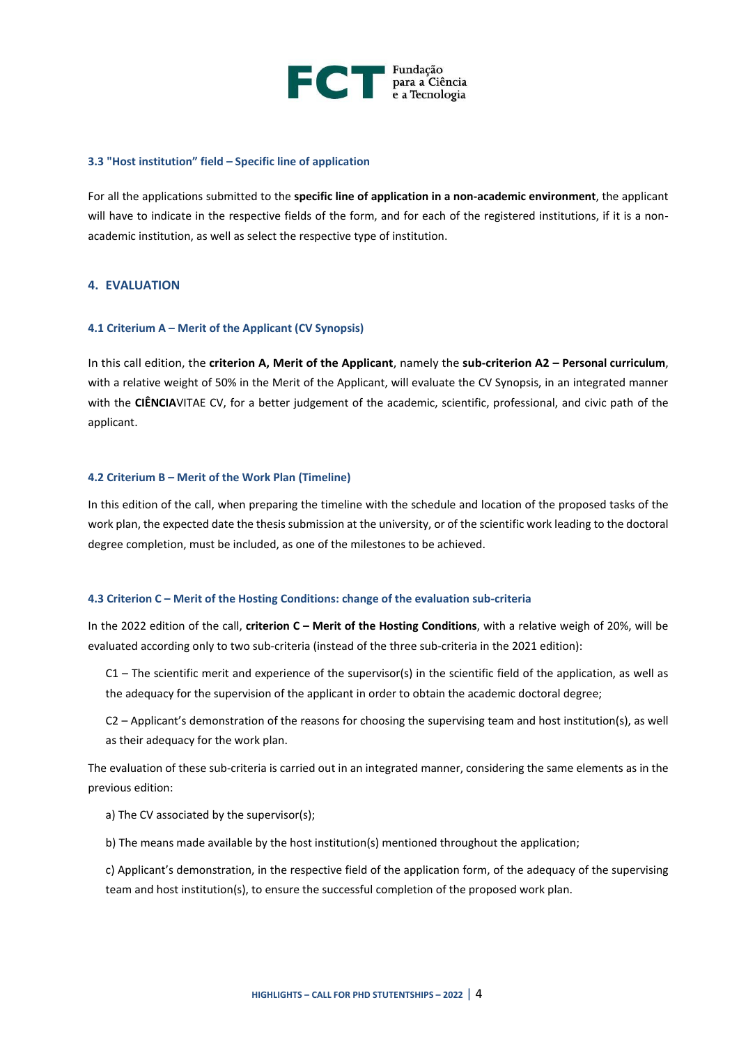### 3.3 "Host institution" field – Specific line of application

For all the applications submitted to the **specific line of application in a non-academic environment**, the applicant will have to indicate in the respective fields of the form, and for each of the registered institutions, if it is a non-academic institution, as well as select the respective type of institution.

## 4. EVALUATION

### 4.1 Criterium A – Merit of the Applicant (CV Synopsis)

In this call edition, the **criterion A, Merit of the Applicant**, namely the **sub-criterion A2 – Personal curriculum**, with a relative weight of 50% in the Merit of the Applicant, will evaluate the CV Synopsis, in an integrated manner with the **CIÊNCIA**VITAE CV, for a better judgement of the academic, scientific, professional, and civic path of the applicant.

### 4.2 Criterium B – Merit of the Work Plan (Timeline)

In this edition of the call, when preparing the timeline with the schedule and location of the proposed tasks of the work plan, the expected date the thesis submission at the university, or of the scientific work leading to the doctoral degree completion, must be included, as one of the milestones to be achieved.

### 4.3 Criterion C – Merit of the Hosting Conditions: change of the evaluation sub-criteria

In the 2022 edition of the call, **criterion C – Merit of the Hosting Conditions**, with a relative weigh of 20%, will be evaluated according only to two sub-criteria (instead of the three sub-criteria in the 2021 edition):

C1 – The scientific merit and experience of the supervisor(s) in the scientific field of the application, as well as the adequacy for the supervision of the applicant in order to obtain the academic doctoral degree;

C2 – Applicant's demonstration of the reasons for choosing the supervising team and host institution(s), as well as their adequacy for the work plan.

The evaluation of these sub-criteria is carried out in an integrated manner, considering the same elements as in the previous edition:

a) The CV associated by the supervisor(s);

b) The means made available by the host institution(s) mentioned throughout the application;

c) Applicant's demonstration, in the respective field of the application form, of the adequacy of the supervising team and host institution(s), to ensure the successful completion of the proposed work plan.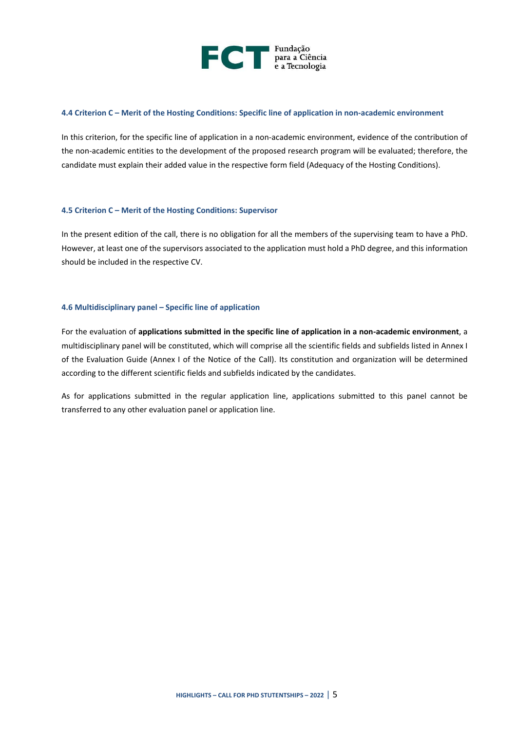### 4.4 Criterion C – Merit of the Hosting Conditions: Specific line of application in non-academic environment

In this criterion, for the specific line of application in a non-academic environment, evidence of the contribution of the non-academic entities to the development of the proposed research program will be evaluated; therefore, the candidate must explain their added value in the respective form field (Adequacy of the Hosting Conditions).

### 4.5 Criterion C – Merit of the Hosting Conditions: Supervisor

In the present edition of the call, there is no obligation for all the members of the supervising team to have a PhD. However, at least one of the supervisors associated to the application must hold a PhD degree, and this information should be included in the respective CV.

### 4.6 Multidisciplinary panel – Specific line of application

For the evaluation of **applications submitted in the specific line of application in a non-academic environment**, a multidisciplinary panel will be constituted, which will comprise all the scientific fields and subfields listed in Annex I of the Evaluation Guide (Annex I of the Notice of the Call). Its constitution and organization will be determined according to the different scientific fields and subfields indicated by the candidates.

As for applications submitted in the regular application line, applications submitted to this panel cannot be transferred to any other evaluation panel or application line.